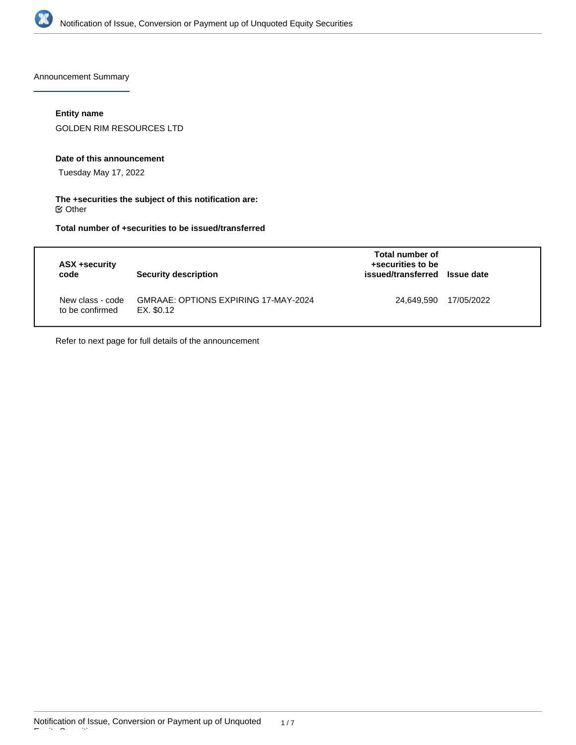Announcement Summary

**Entity name**

GOLDEN RIM RESOURCES LTD

**Date of this announcement**

Tuesday May 17, 2022

**The +securities the subject of this notification are:**

☑ Other

**Total number of +securities to be issued/transferred**

| ASX +security code | Security description | Total number of +securities to be issued/transferred | Issue date |
|---|---|---|---|
| New class - code to be confirmed | GMRAAE: OPTIONS EXPIRING 17-MAY-2024 EX. $0.12 | 24,649,590 | 17/05/2022 |

Refer to next page for full details of the announcement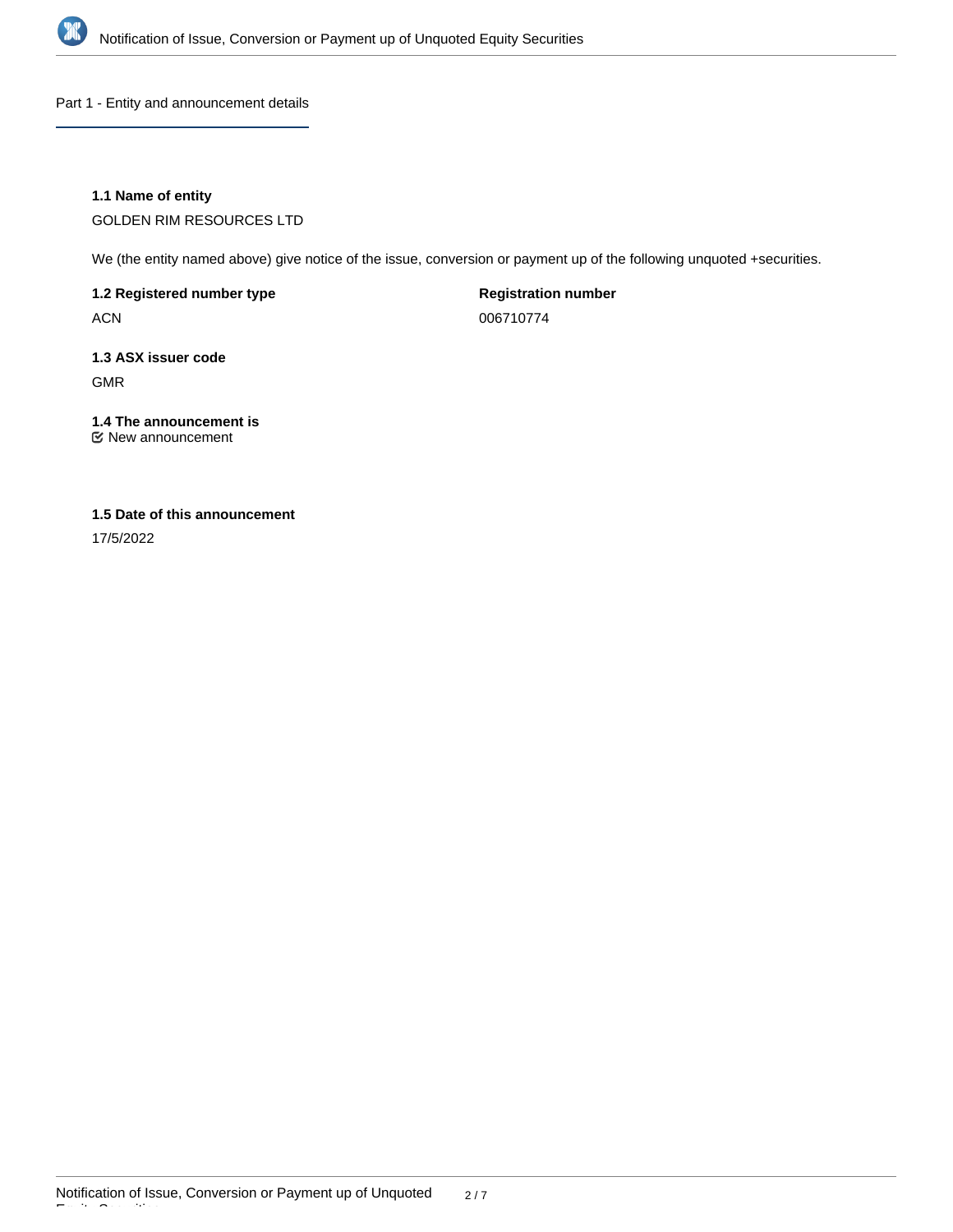## Part 1 - Entity and announcement details

### 1.1 Name of entity

GOLDEN RIM RESOURCES LTD

We (the entity named above) give notice of the issue, conversion or payment up of the following unquoted +securities.

**1.2 Registered number type**

ACN

**Registration number**

006710774

**1.3 ASX issuer code**

GMR

**1.4 The announcement is**

☑ New announcement

**1.5 Date of this announcement**

17/5/2022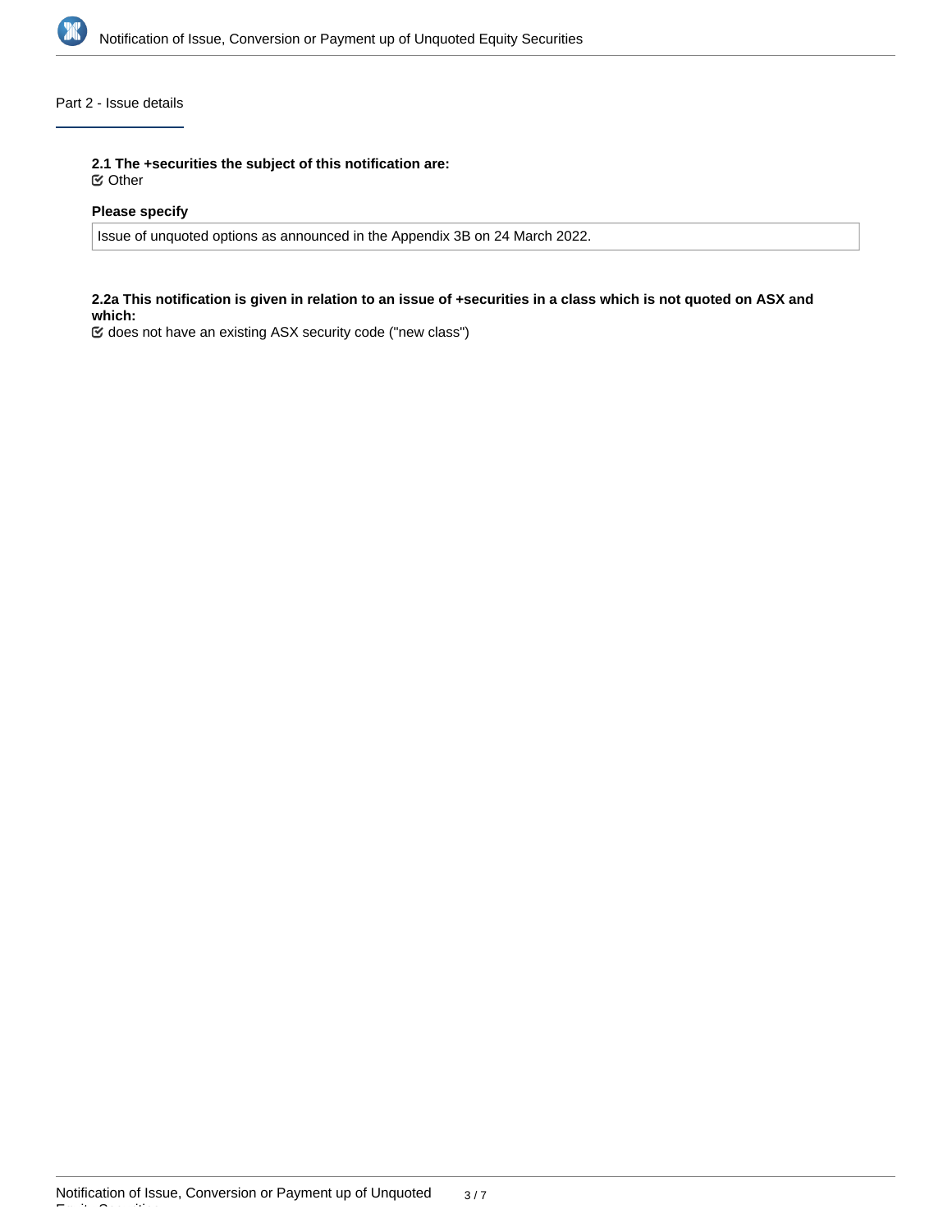## Part 2 - Issue details

**2.1 The +securities the subject of this notification are:**

☑ Other

**Please specify**

Issue of unquoted options as announced in the Appendix 3B on 24 March 2022.

**2.2a This notification is given in relation to an issue of +securities in a class which is not quoted on ASX and which:**

☑ does not have an existing ASX security code ("new class")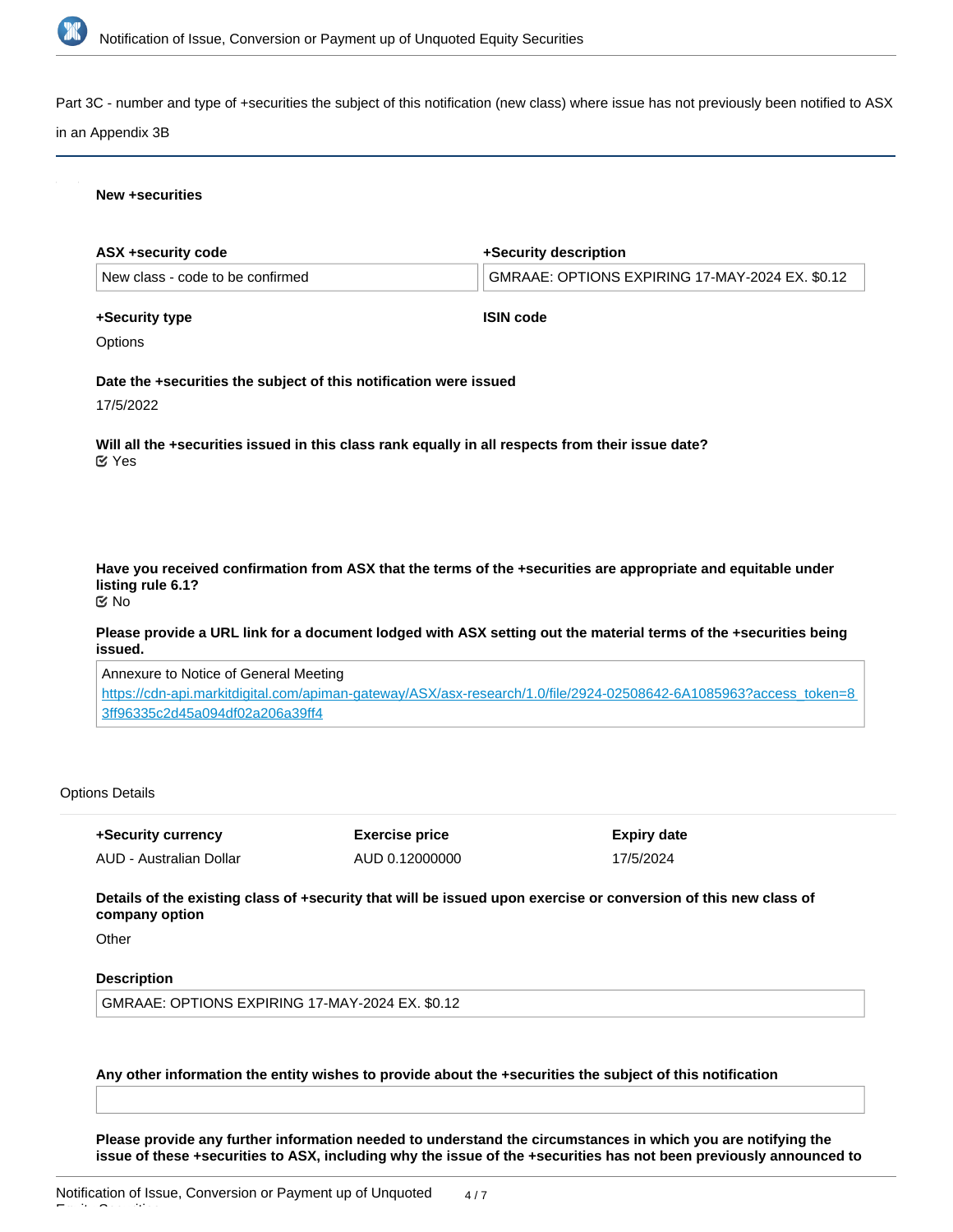Part 3C - number and type of +securities the subject of this notification (new class) where issue has not previously been notified to ASX in an Appendix 3B

**New +securities**

**ASX +security code**

New class - code to be confirmed

**+Security description**

GMRAAE: OPTIONS EXPIRING 17-MAY-2024 EX. $0.12

**+Security type**

Options

**ISIN code**

**Date the +securities the subject of this notification were issued**

17/5/2022

**Will all the +securities issued in this class rank equally in all respects from their issue date?**

Yes

**Have you received confirmation from ASX that the terms of the +securities are appropriate and equitable under listing rule 6.1?**

No

**Please provide a URL link for a document lodged with ASX setting out the material terms of the +securities being issued.**

Annexure to Notice of General Meeting
https://cdn-api.markitdigital.com/apiman-gateway/ASX/asx-research/1.0/file/2924-02508642-6A1085963?access_token=83ff96335c2d45a094df02a206a39ff4

Options Details

| +Security currency | Exercise price | Expiry date |
| --- | --- | --- |
| AUD - Australian Dollar | AUD 0.12000000 | 17/5/2024 |

**Details of the existing class of +security that will be issued upon exercise or conversion of this new class of company option**

Other

**Description**

GMRAAE: OPTIONS EXPIRING 17-MAY-2024 EX. $0.12

**Any other information the entity wishes to provide about the +securities the subject of this notification**

**Please provide any further information needed to understand the circumstances in which you are notifying the issue of these +securities to ASX, including why the issue of the +securities has not been previously announced to**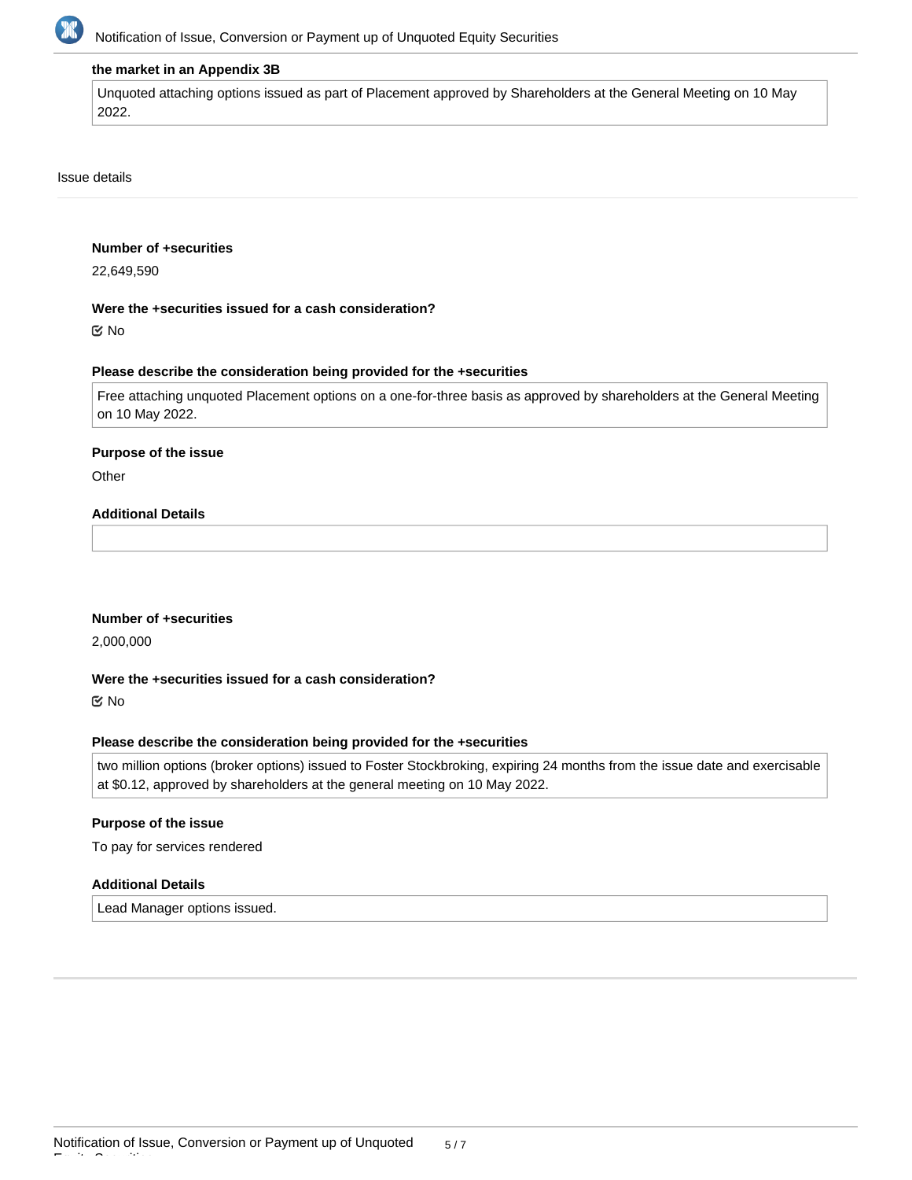**the market in an Appendix 3B**

Unquoted attaching options issued as part of Placement approved by Shareholders at the General Meeting on 10 May 2022.

Issue details

**Number of +securities**

22,649,590

**Were the +securities issued for a cash consideration?**

☑ No

**Please describe the consideration being provided for the +securities**

Free attaching unquoted Placement options on a one-for-three basis as approved by shareholders at the General Meeting on 10 May 2022.

**Purpose of the issue**

Other

**Additional Details**

**Number of +securities**

2,000,000

**Were the +securities issued for a cash consideration?**

☑ No

**Please describe the consideration being provided for the +securities**

two million options (broker options) issued to Foster Stockbroking, expiring 24 months from the issue date and exercisable at $0.12, approved by shareholders at the general meeting on 10 May 2022.

**Purpose of the issue**

To pay for services rendered

**Additional Details**

Lead Manager options issued.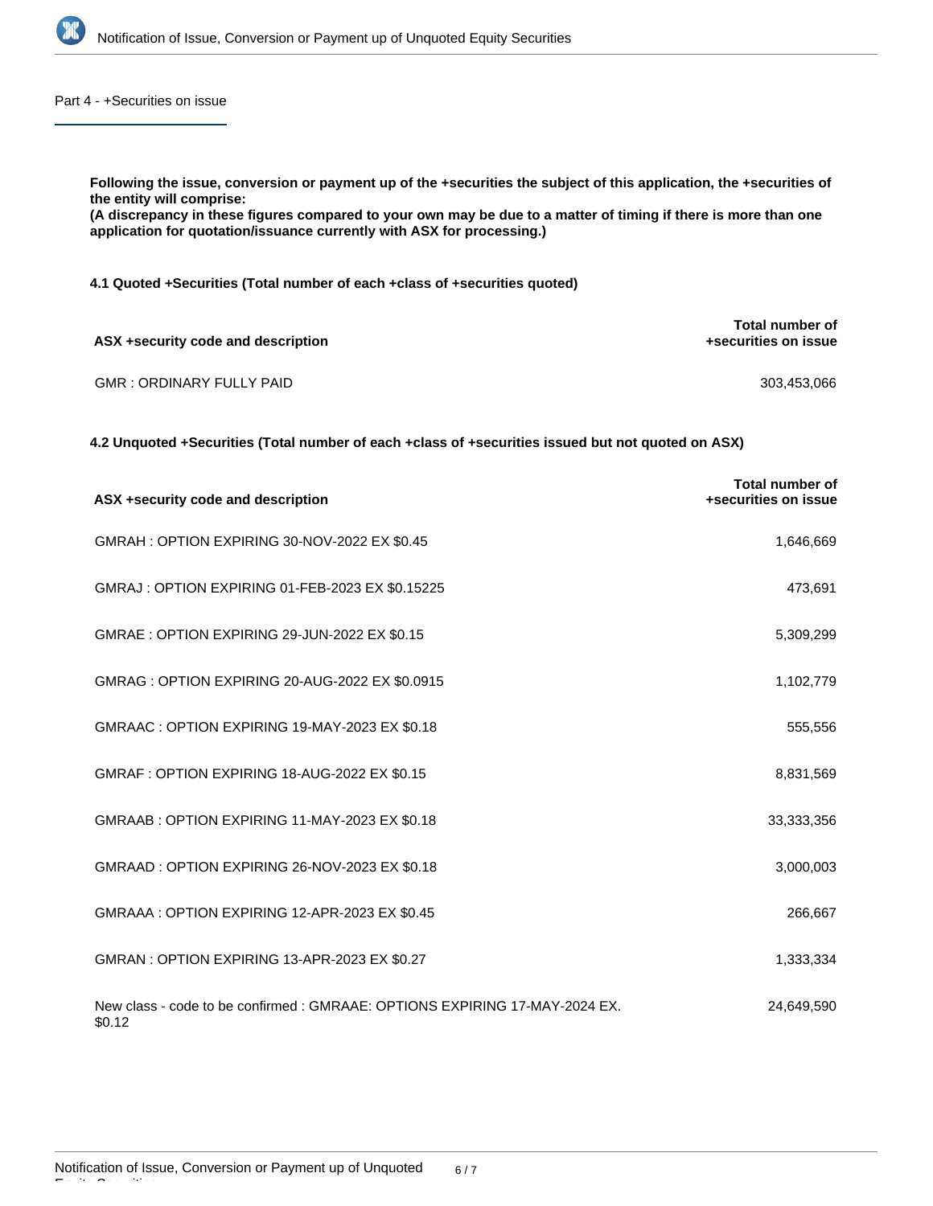## Part 4 - +Securities on issue

**Following the issue, conversion or payment up of the +securities the subject of this application, the +securities of the entity will comprise:**
**(A discrepancy in these figures compared to your own may be due to a matter of timing if there is more than one application for quotation/issuance currently with ASX for processing.)**

**4.1 Quoted +Securities (Total number of each +class of +securities quoted)**

| ASX +security code and description | Total number of +securities on issue |
|---|---|
| GMR : ORDINARY FULLY PAID | 303,453,066 |

**4.2 Unquoted +Securities (Total number of each +class of +securities issued but not quoted on ASX)**

| ASX +security code and description | Total number of +securities on issue |
|---|---|
| GMRAH : OPTION EXPIRING 30-NOV-2022 EX $0.45 | 1,646,669 |
| GMRAJ : OPTION EXPIRING 01-FEB-2023 EX $0.15225 | 473,691 |
| GMRAE : OPTION EXPIRING 29-JUN-2022 EX $0.15 | 5,309,299 |
| GMRAG : OPTION EXPIRING 20-AUG-2022 EX $0.0915 | 1,102,779 |
| GMRAAC : OPTION EXPIRING 19-MAY-2023 EX $0.18 | 555,556 |
| GMRAF : OPTION EXPIRING 18-AUG-2022 EX $0.15 | 8,831,569 |
| GMRAAB : OPTION EXPIRING 11-MAY-2023 EX $0.18 | 33,333,356 |
| GMRAAD : OPTION EXPIRING 26-NOV-2023 EX $0.18 | 3,000,003 |
| GMRAAA : OPTION EXPIRING 12-APR-2023 EX $0.45 | 266,667 |
| GMRAN : OPTION EXPIRING 13-APR-2023 EX $0.27 | 1,333,334 |
| New class - code to be confirmed : GMRAAE: OPTIONS EXPIRING 17-MAY-2024 EX. $0.12 | 24,649,590 |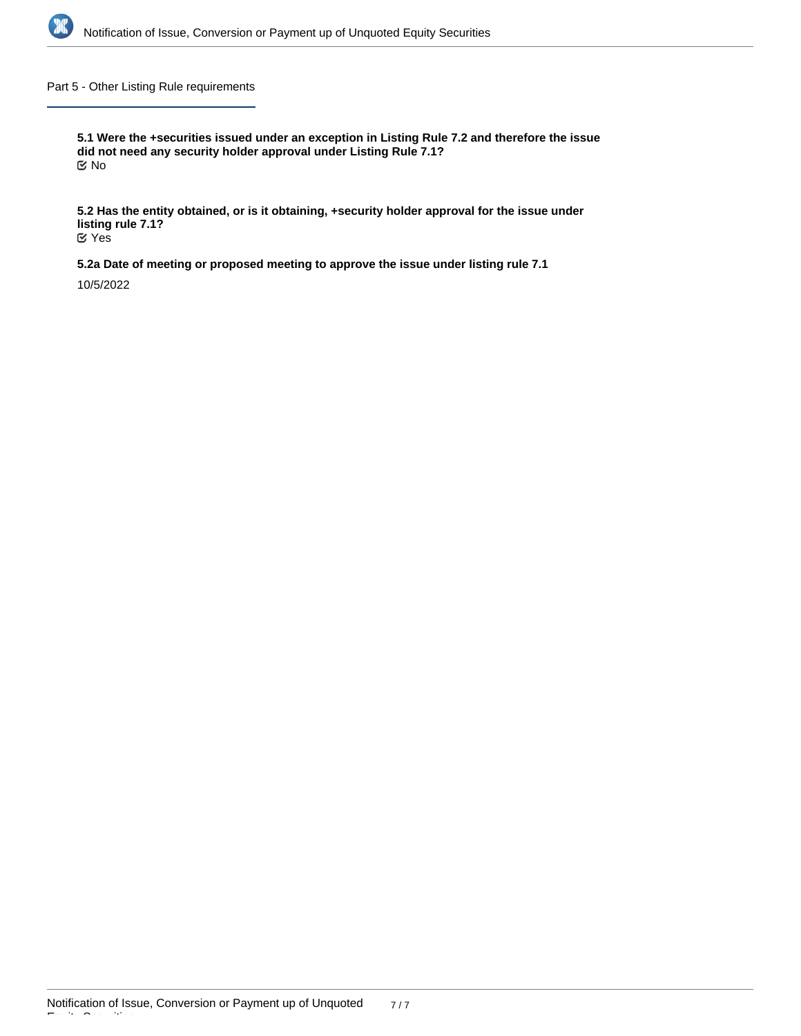## Part 5 - Other Listing Rule requirements

**5.1 Were the +securities issued under an exception in Listing Rule 7.2 and therefore the issue did not need any security holder approval under Listing Rule 7.1?**

No

**5.2 Has the entity obtained, or is it obtaining, +security holder approval for the issue under listing rule 7.1?**

Yes

**5.2a Date of meeting or proposed meeting to approve the issue under listing rule 7.1**

10/5/2022